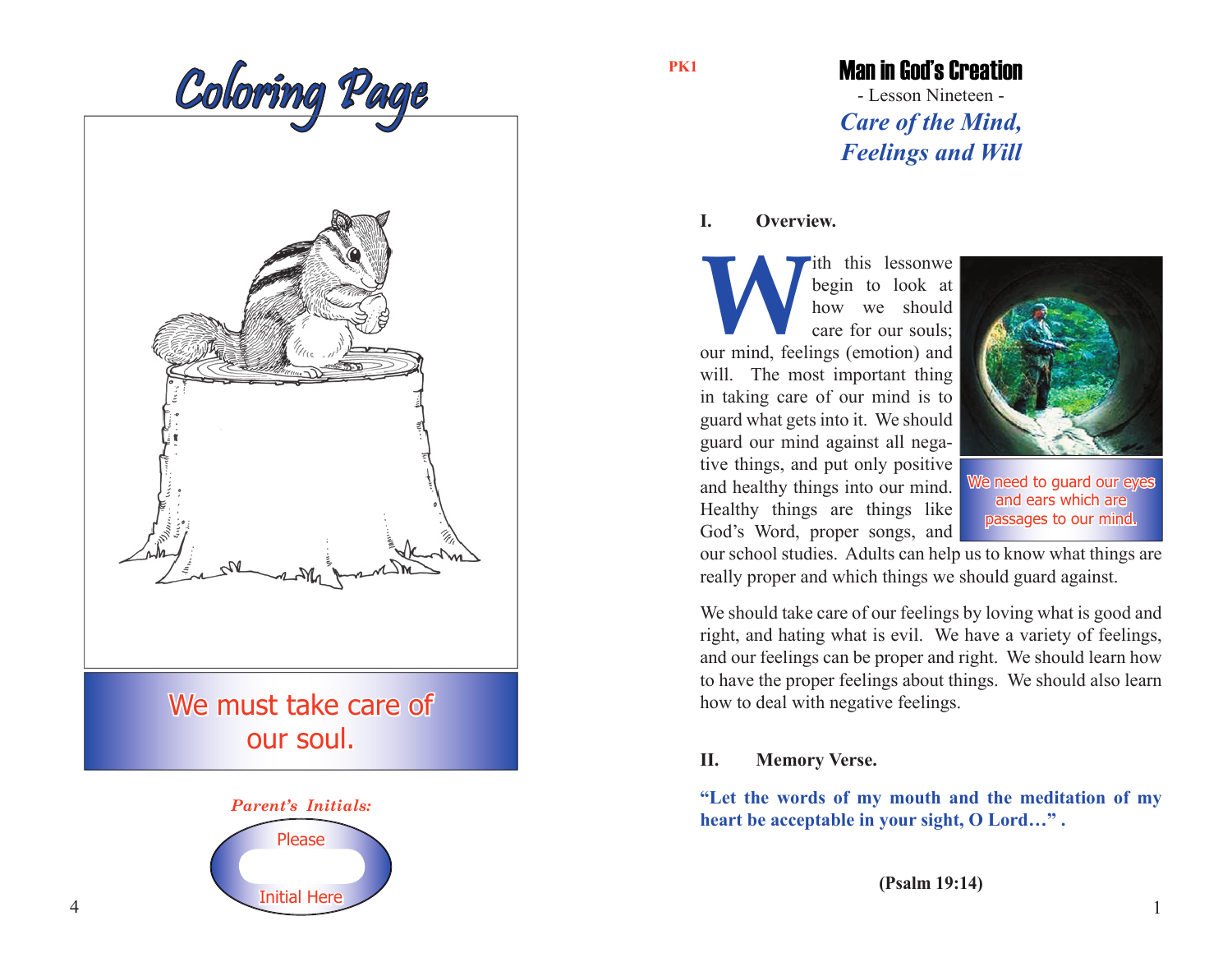# Coloring Page

We must take care of our soul.

*Parent's Initials:*

Please

Initial Here

PK1

## Man in God's Creation

- Lesson Nineteen -

## *Care of the Mind, Feelings and Will*

### I. Overview.

With this lessonwe begin to look at how we should care for our souls; our mind, feelings (emotion) and will. The most important thing in taking care of our mind is to guard what gets into it. We should guard our mind against all negative things, and put only positive and healthy things into our mind. Healthy things are things like God's Word, proper songs, and our school studies. Adults can help us to know what things are really proper and which things we should guard against.

We need to guard our eyes and ears which are passages to our mind.

We should take care of our feelings by loving what is good and right, and hating what is evil. We have a variety of feelings, and our feelings can be proper and right. We should learn how to have the proper feelings about things. We should also learn how to deal with negative feelings.

### II. Memory Verse.

**"Let the words of my mouth and the meditation of my heart be acceptable in your sight, O Lord…" .**

**(Psalm 19:14)**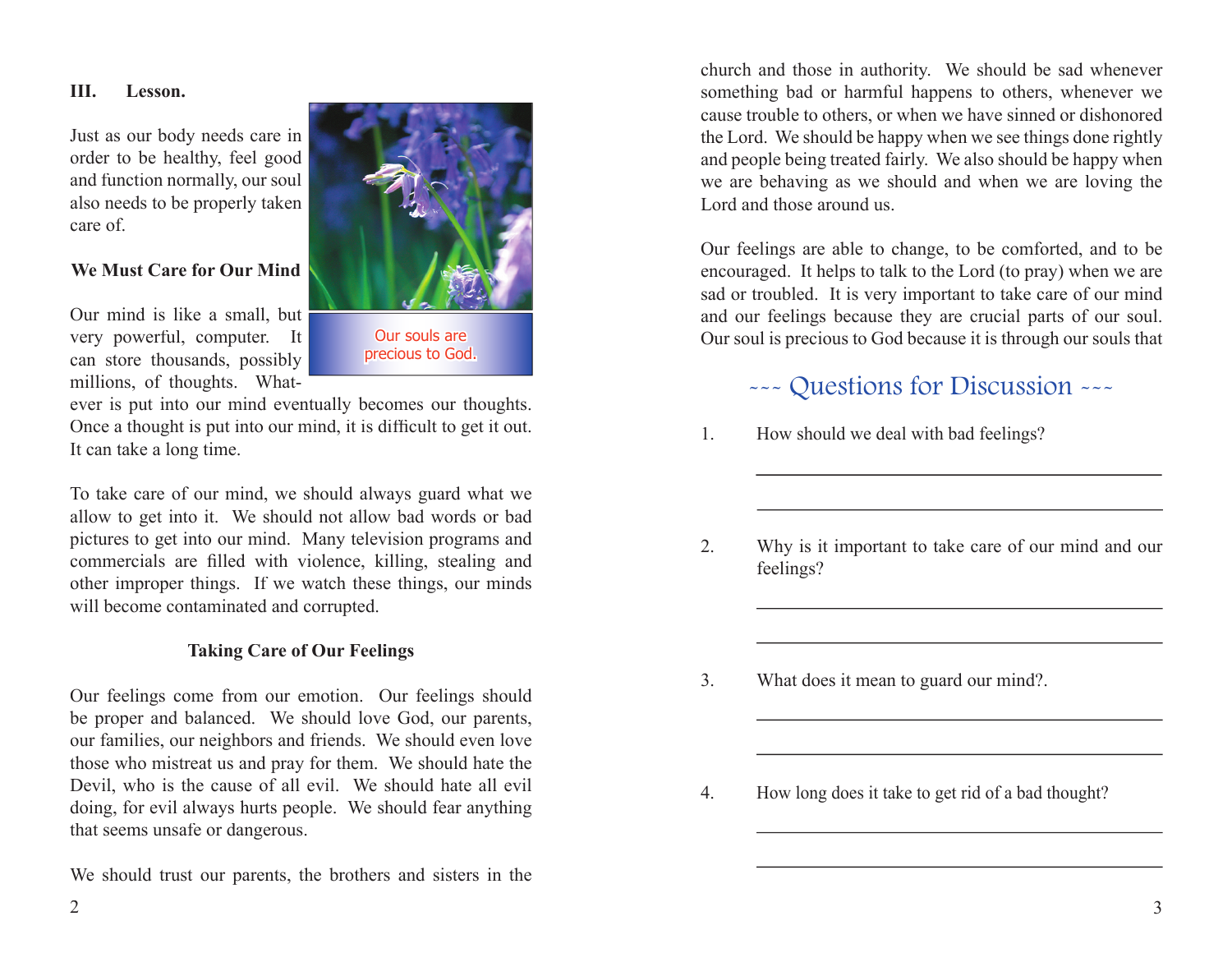### III. Lesson.

Just as our body needs care in order to be healthy, feel good and function normally, our soul also needs to be properly taken care of.

**We Must Care for Our Mind**

Our souls are precious to God.

Our mind is like a small, but very powerful, computer. It can store thousands, possibly millions, of thoughts. Whatever is put into our mind eventually becomes our thoughts. Once a thought is put into our mind, it is difficult to get it out. It can take a long time.

To take care of our mind, we should always guard what we allow to get into it. We should not allow bad words or bad pictures to get into our mind. Many television programs and commercials are filled with violence, killing, stealing and other improper things. If we watch these things, our minds will become contaminated and corrupted.

**Taking Care of Our Feelings**

Our feelings come from our emotion. Our feelings should be proper and balanced. We should love God, our parents, our families, our neighbors and friends. We should even love those who mistreat us and pray for them. We should hate the Devil, who is the cause of all evil. We should hate all evil doing, for evil always hurts people. We should fear anything that seems unsafe or dangerous.

We should trust our parents, the brothers and sisters in the church and those in authority. We should be sad whenever something bad or harmful happens to others, whenever we cause trouble to others, or when we have sinned or dishonored the Lord. We should be happy when we see things done rightly and people being treated fairly. We also should be happy when we are behaving as we should and when we are loving the Lord and those around us.

Our feelings are able to change, to be comforted, and to be encouraged. It helps to talk to the Lord (to pray) when we are sad or troubled. It is very important to take care of our mind and our feelings because they are crucial parts of our soul. Our soul is precious to God because it is through our souls that

## ~~~ Questions for Discussion ~~~

1. How should we deal with bad feelings?

_______________________________________

_______________________________________

2. Why is it important to take care of our mind and our feelings?

_______________________________________

_______________________________________

3. What does it mean to guard our mind?.

_______________________________________

_______________________________________

4. How long does it take to get rid of a bad thought?

_______________________________________

_______________________________________